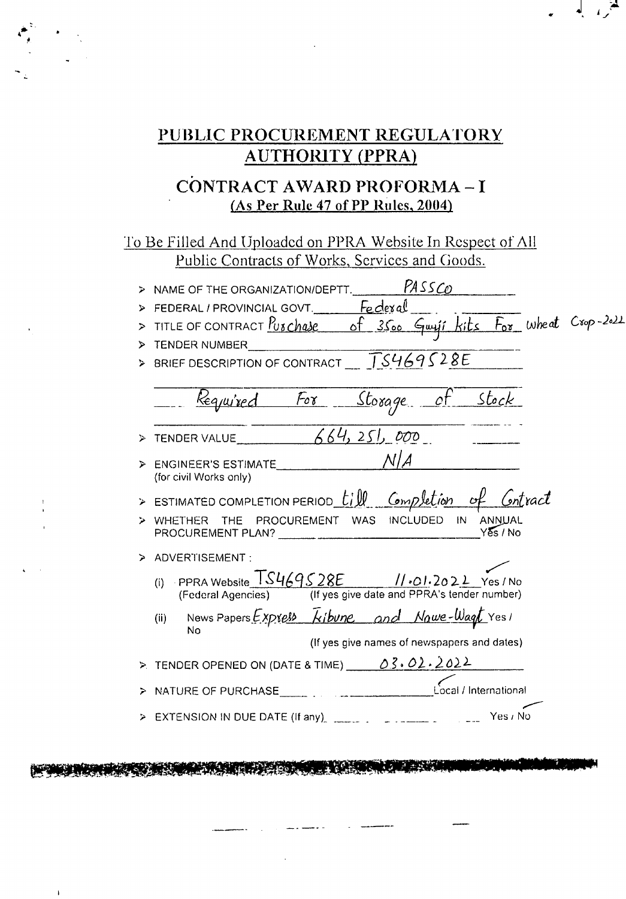# PUBLIC PROCUREMENT REGULATORY AUTHORITY (PPRA)

## CONTRACT AWARD PROFORMA – I

### (As Per Rule 47 of PP Rules, 2004)

To Be Filled And Uploaded on PPRA Website In Respect of All Public Contracts of Works, Services and Goods.

- NAME OF THE ORGANIZATION/DEPTT. PASSCO
- FEDERAL / PROVINCIAL GOVT. Federal
- TITLE OF CONTRACT Purchase of 3500 Gunji kits For Wheat Crop-2022
- TENDER NUMBER
- BRIEF DESCRIPTION OF CONTRACT TS469528E

  Required For Storage of Stock

- TENDER VALUE 664,251,000
- ENGINEER'S ESTIMATE N/A
  (for civil Works only)
- ESTIMATED COMPLETION PERIOD till Completion of Contract
- WHETHER THE PROCUREMENT WAS INCLUDED IN ANNUAL PROCUREMENT PLAN? Yes / No
- ADVERTISEMENT :
  - (i) PPRA Website TS469528E 11.01.2022 Yes / No
    (Federal Agencies) (If yes give date and PPRA's tender number)
  - (ii) News Papers Express Tribune and Nawe-Waqt Yes / No
    (If yes give names of newspapers and dates)
- TENDER OPENED ON (DATE & TIME) 03.02.2022
- NATURE OF PURCHASE Local / International
- EXTENSION IN DUE DATE (If any) Yes / No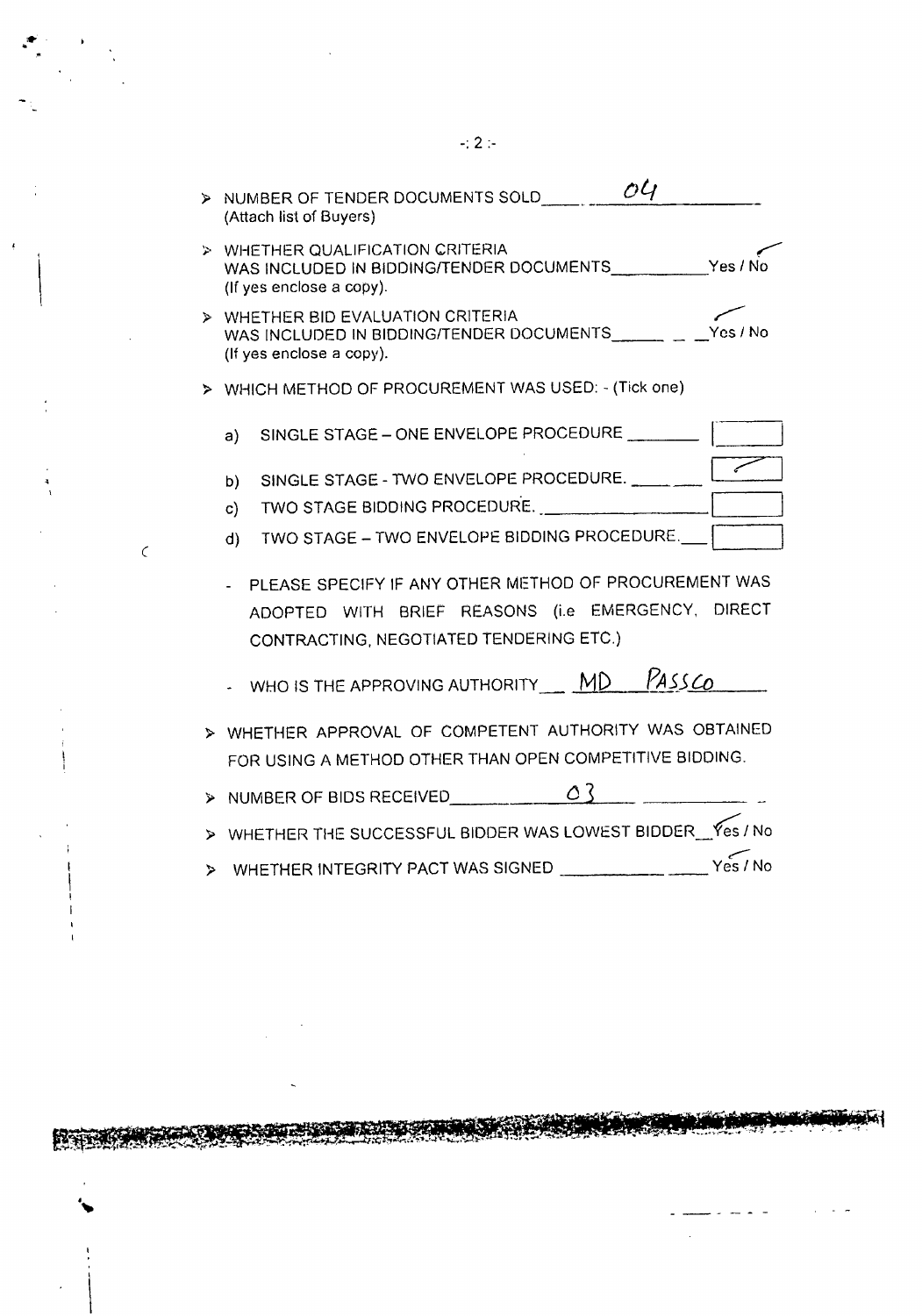- NUMBER OF TENDER DOCUMENTS SOLD 04
  (Attach list of Buyers)
- WHETHER QUALIFICATION CRITERIA WAS INCLUDED IN BIDDING/TENDER DOCUMENTS ✓ Yes / No
  (If yes enclose a copy).
- WHETHER BID EVALUATION CRITERIA WAS INCLUDED IN BIDDING/TENDER DOCUMENTS ✓ Yes / No
  (If yes enclose a copy).
- WHICH METHOD OF PROCUREMENT WAS USED: - (Tick one)

| | Method | |
|---|---|---|
| a) | SINGLE STAGE – ONE ENVELOPE PROCEDURE | |
| b) | SINGLE STAGE - TWO ENVELOPE PROCEDURE. | ✓ |
| c) | TWO STAGE BIDDING PROCEDURE. | |
| d) | TWO STAGE – TWO ENVELOPE BIDDING PROCEDURE. | |

  - PLEASE SPECIFY IF ANY OTHER METHOD OF PROCUREMENT WAS ADOPTED WITH BRIEF REASONS (i.e EMERGENCY, DIRECT CONTRACTING, NEGOTIATED TENDERING ETC.)
  - WHO IS THE APPROVING AUTHORITY MD PASSCO
- WHETHER APPROVAL OF COMPETENT AUTHORITY WAS OBTAINED FOR USING A METHOD OTHER THAN OPEN COMPETITIVE BIDDING.
- NUMBER OF BIDS RECEIVED 03
- WHETHER THE SUCCESSFUL BIDDER WAS LOWEST BIDDER ✓ Yes / No
- WHETHER INTEGRITY PACT WAS SIGNED ✓ Yes / No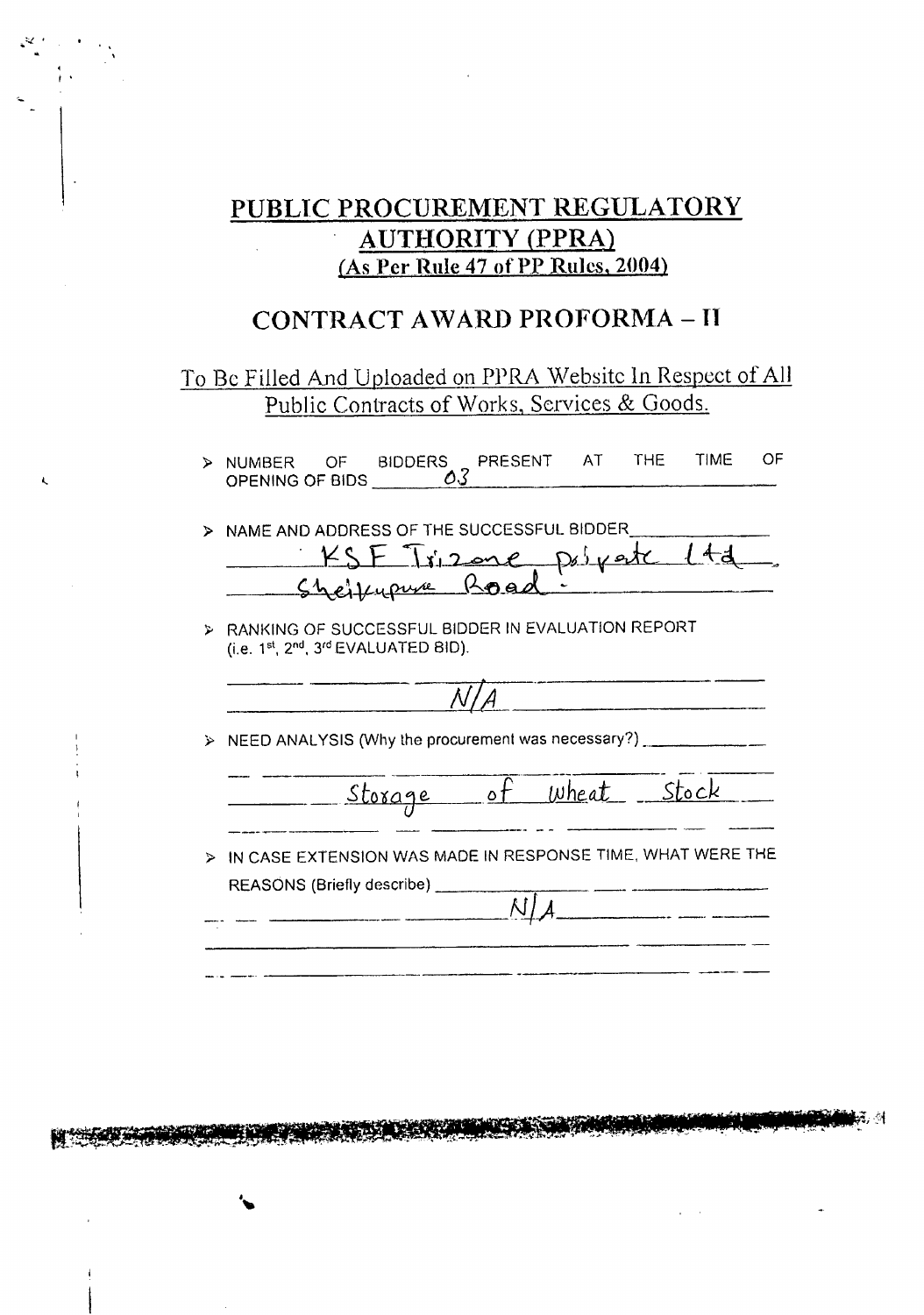# PUBLIC PROCUREMENT REGULATORY AUTHORITY (PPRA)

(As Per Rule 47 of PP Rules, 2004)

## CONTRACT AWARD PROFORMA – II

To Be Filled And Uploaded on PPRA Website In Respect of All Public Contracts of Works, Services & Goods.

- NUMBER OF BIDDERS PRESENT AT THE TIME OF OPENING OF BIDS 03

- NAME AND ADDRESS OF THE SUCCESSFUL BIDDER
  KSF Trizone private Ltd.
  Sheikupura Road.

- RANKING OF SUCCESSFUL BIDDER IN EVALUATION REPORT (i.e. 1st, 2nd, 3rd EVALUATED BID).
  N/A

- NEED ANALYSIS (Why the procurement was necessary?)
  Storage of Wheat Stock

- IN CASE EXTENSION WAS MADE IN RESPONSE TIME, WHAT WERE THE REASONS (Briefly describe)
  N/A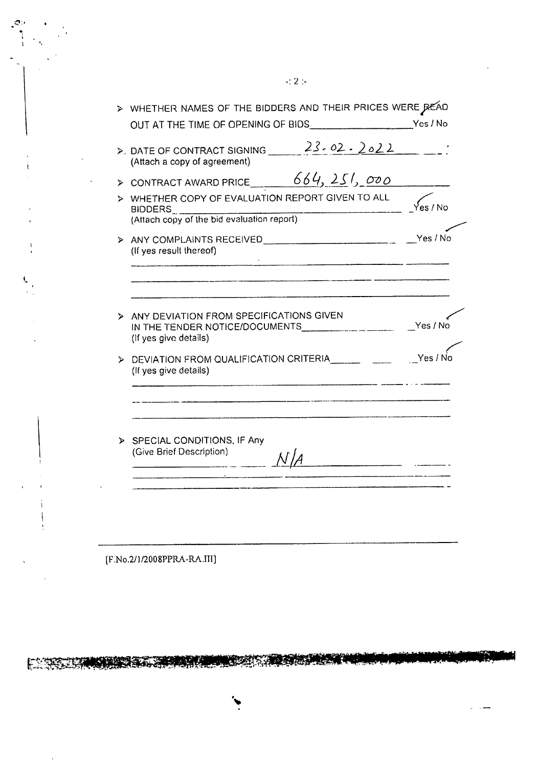- WHETHER NAMES OF THE BIDDERS AND THEIR PRICES WERE READ OUT AT THE TIME OF OPENING OF BIDS\_\_\_\_\_\_\_\_\_\_\_\_\_\_\_\_\_\_\_\_Yes / No

- DATE OF CONTRACT SIGNING \_\_\_\_\_23.02.2022\_\_\_\_\_
  (Attach a copy of agreement)

- CONTRACT AWARD PRICE \_\_\_\_\_664,251,000\_\_\_\_\_

- WHETHER COPY OF EVALUATION REPORT GIVEN TO ALL BIDDERS\_\_\_\_\_\_\_\_\_\_\_\_\_\_\_\_\_\_\_\_Yes / No ✓
  (Attach copy of the bid evaluation report)

- ANY COMPLAINTS RECEIVED\_\_\_\_\_\_\_\_\_\_\_\_\_\_\_\_\_\_\_\_Yes / No ✓
  (If yes result thereof)

- ANY DEVIATION FROM SPECIFICATIONS GIVEN IN THE TENDER NOTICE/DOCUMENTS\_\_\_\_\_\_\_\_\_\_\_\_\_\_\_\_\_\_\_\_Yes / No ✓
  (If yes give details)

- DEVIATION FROM QUALIFICATION CRITERIA\_\_\_\_\_\_\_\_\_\_\_\_\_\_\_\_\_\_\_\_Yes / No ✓
  (If yes give details)

- SPECIAL CONDITIONS, IF Any
  (Give Brief Description) \_\_\_\_\_N/A\_\_\_\_\_

[F.No.2/1/2008PPRA-RA.III]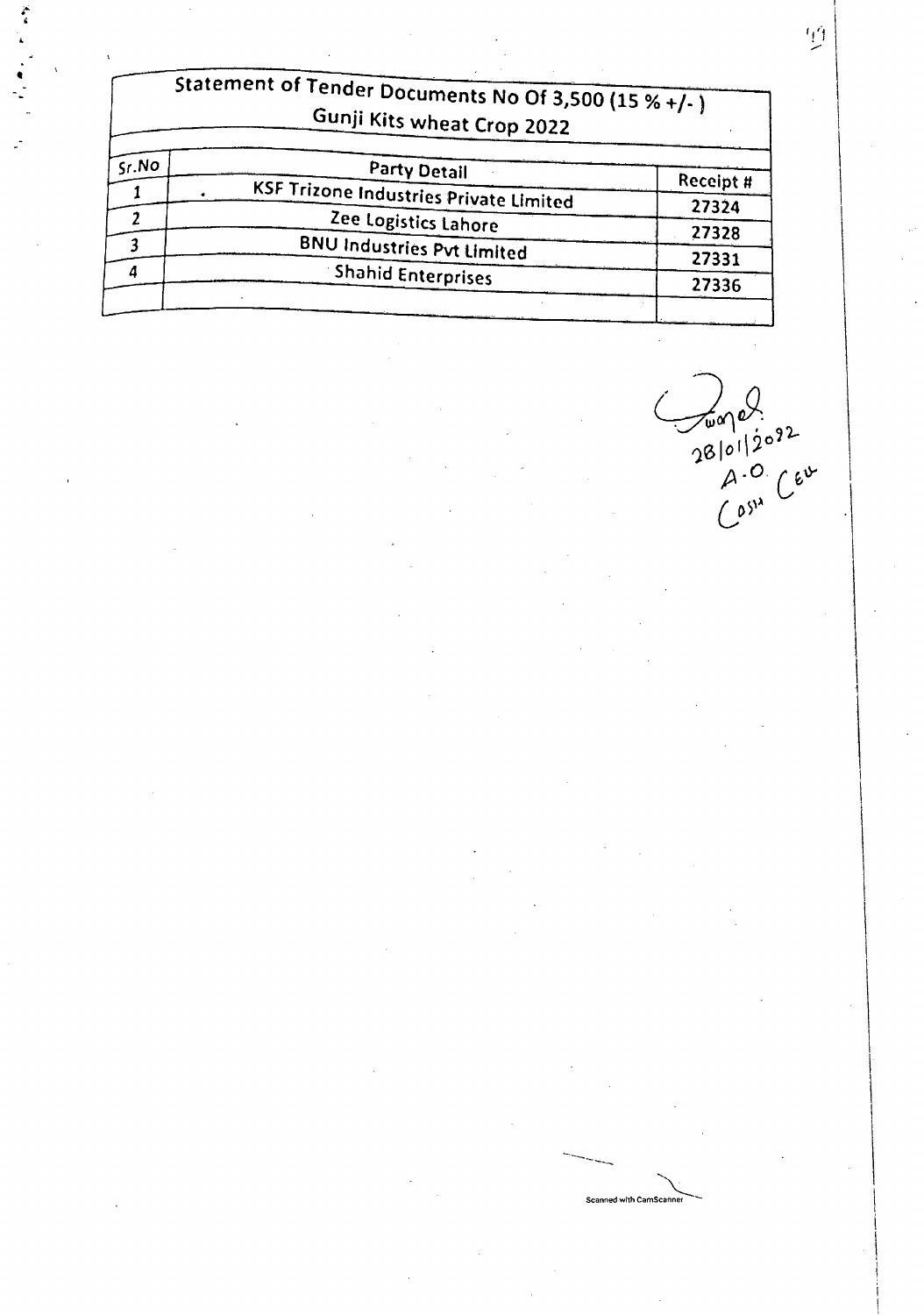# Statement of Tender Documents No Of 3,500 (15 % +/- ) Gunji Kits wheat Crop 2022

| Sr.No | Party Detail | Receipt # |
|---|---|---|
| 1 | KSF Trizone Industries Private Limited | 27324 |
| 2 | Zee Logistics Lahore | 27328 |
| 3 | BNU Industries Pvt Limited | 27331 |
| 4 | Shahid Enterprises | 27336 |
| | | |

Jawad
28/01/2022
A.O. Cash Cell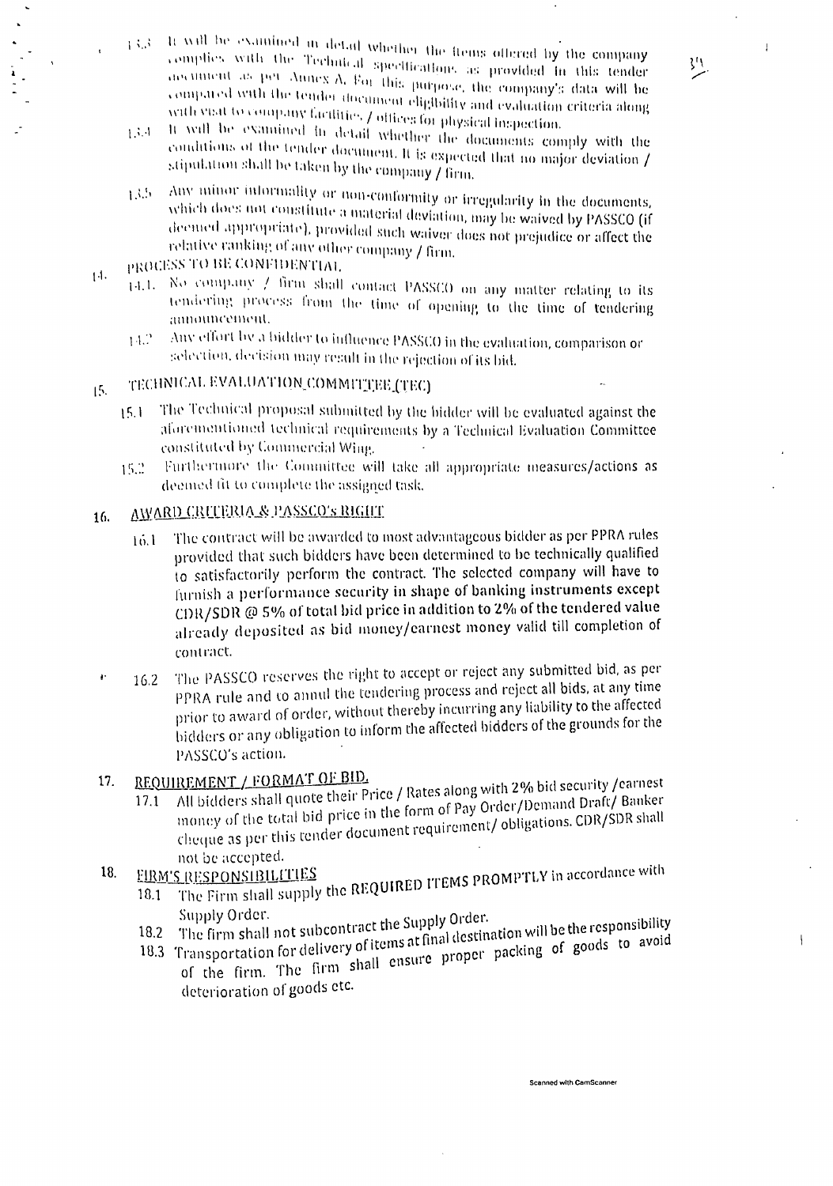13.3 It will be examined in detail whether the items offered by the company complies with the Technical specifications as provided in this tender document as per Annex A. For this purpose, the company's data will be compared with the tender document eligibility and evaluation criteria along with visit to company facilities / offices for physical inspection.

13.4 It will be examined in detail whether the documents comply with the conditions of the tender document. It is expected that no major deviation / stipulation shall be taken by the company / firm.

13.5 Any minor informality or non-conformity or irregularity in the documents, which does not constitute a material deviation, may be waived by PASSCO (if deemed appropriate), provided such waiver does not prejudice or affect the relative ranking of any other company / firm.

14. PROCESS TO BE CONFIDENTIAL

14.1. No company / firm shall contact PASSCO on any matter relating to its tendering process from the time of opening to the time of tendering announcement.

14.2 Any effort by a bidder to influence PASSCO in the evaluation, comparison or selection, decision may result in the rejection of its bid.

15. TECHNICAL EVALUATION COMMITTEE (TEC)

15.1 The Technical proposal submitted by the bidder will be evaluated against the aforementioned technical requirements by a Technical Evaluation Committee constituted by Commercial Wing.

15.2 Furthermore the Committee will take all appropriate measures/actions as deemed fit to complete the assigned task.

16. AWARD CRITERIA & PASSCO's RIGHT

16.1 The contract will be awarded to most advantageous bidder as per PPRA rules provided that such bidders have been determined to be technically qualified to satisfactorily perform the contract. The selected company will have to furnish a performance security in shape of banking instruments except CDR/SDR @ 5% of total bid price in addition to 2% of the tendered value already deposited as bid money/earnest money valid till completion of contract.

16.2 The PASSCO reserves the right to accept or reject any submitted bid, as per PPRA rule and to annul the tendering process and reject all bids, at any time prior to award of order, without thereby incurring any liability to the affected bidders or any obligation to inform the affected bidders of the grounds for the PASSCO's action.

17. REQUIREMENT / FORMAT OF BID.

17.1 All bidders shall quote their Price / Rates along with 2% bid security /earnest money of the total bid price in the form of Pay Order/Demand Draft/ Banker cheque as per this tender document requirement/ obligations. CDR/SDR shall not be accepted.

18. FIRM'S RESPONSIBILITIES

18.1 The Firm shall supply the REQUIRED ITEMS PROMPTLY in accordance with Supply Order.

18.2 The firm shall not subcontract the Supply Order.

18.3 Transportation for delivery of items at final destination will be the responsibility of the firm. The firm shall ensure proper packing of goods to avoid deterioration of goods etc.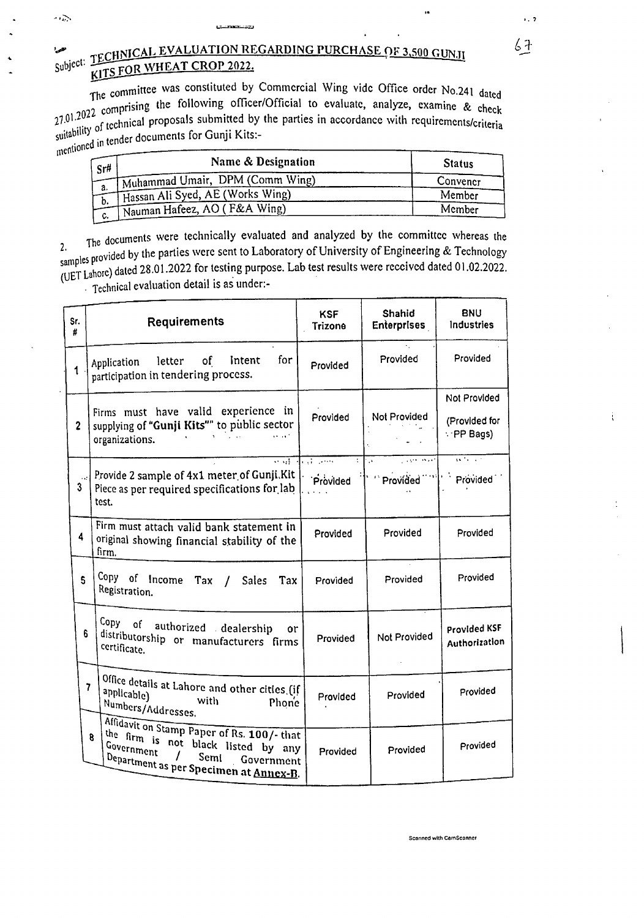Subject: **TECHNICAL EVALUATION REGARDING PURCHASE OF 3,500 GUNJI KITS FOR WHEAT CROP 2022.**

The committee was constituted by Commercial Wing vide Office order No.241 dated 27.01.2022 comprising the following officer/Official to evaluate, analyze, examine & check suitability of technical proposals submitted by the parties in accordance with requirements/criteria mentioned in tender documents for Gunji Kits:-

| Sr# | Name & Designation | Status |
|---|---|---|
| a. | Muhammad Umair, DPM (Comm Wing) | Convener |
| b. | Hassan Ali Syed, AE (Works Wing) | Member |
| c. | Nauman Hafeez, AO ( F&A Wing) | Member |

2. The documents were technically evaluated and analyzed by the committee whereas the samples provided by the parties were sent to Laboratory of University of Engineering & Technology (UET Lahore) dated 28.01.2022 for testing purpose. Lab test results were received dated 01.02.2022. Technical evaluation detail is as under:-

| Sr. # | Requirements | KSF Trizone | Shahid Enterprises | BNU Industries |
|---|---|---|---|---|
| 1 | Application letter of Intent for participation in tendering process. | Provided | Provided | Provided |
| 2 | Firms must have valid experience in supplying of "Gunji Kits"" to public sector organizations. | Provided | Not Provided | Not Provided (Provided for PP Bags) |
| 3 | Provide 2 sample of 4x1 meter of Gunji Kit Piece as per required specifications for lab test. | Provided | Provided | Provided |
| 4 | Firm must attach valid bank statement in original showing financial stability of the firm. | Provided | Provided | Provided |
| 5 | Copy of Income Tax / Sales Tax Registration. | Provided | Provided | Provided |
| 6 | Copy of authorized dealership or distributorship or manufacturers firms certificate. | Provided | Not Provided | Provided KSF Authorization |
| 7 | Office details at Lahore and other cities (if applicable) with Phone Numbers/Addresses. | Provided | Provided | Provided |
| 8 | Affidavit on Stamp Paper of Rs. 100/- that the firm is not black listed by any Government / Semi Government Department as per Specimen at **Annex-B**. | Provided | Provided | Provided |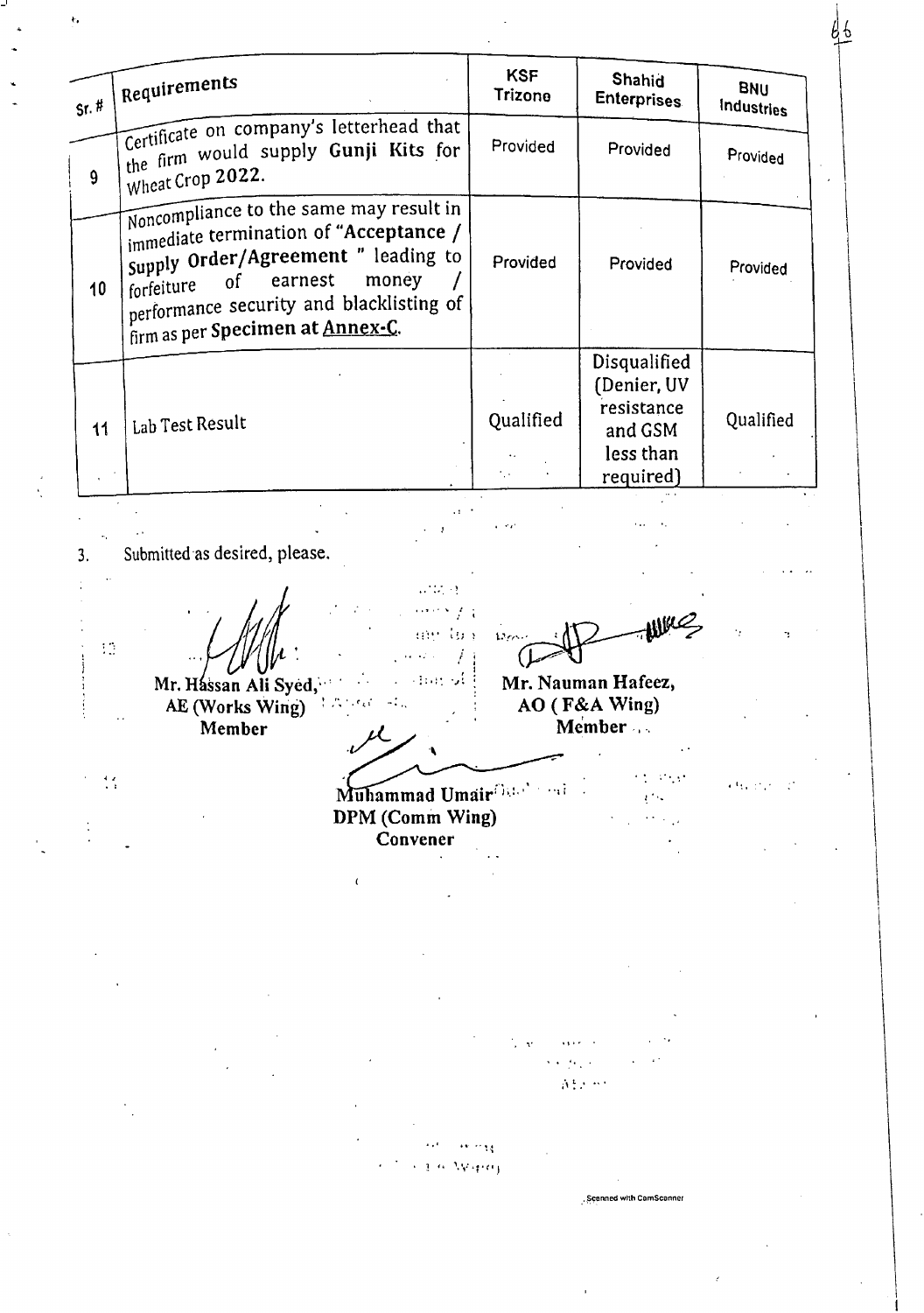| Sr. # | Requirements | KSF Trizone | Shahid Enterprises | BNU Industries |
|---|---|---|---|---|
| 9 | Certificate on company's letterhead that the firm would supply **Gunji Kits** for Wheat Crop **2022**. | Provided | Provided | Provided |
| 10 | Noncompliance to the same may result in immediate termination of **"Acceptance / Supply Order/Agreement "** leading to forfeiture of earnest money / performance security and blacklisting of firm as per **Specimen at Annex-C**. | Provided | Provided | Provided |
| 11 | Lab Test Result | Qualified | Disqualified (Denier, UV resistance and GSM less than required) | Qualified |

3. Submitted as desired, please.

**Mr. Hassan Ali Syed,**
**AE (Works Wing)**
**Member**

**Mr. Nauman Hafeez,**
**AO ( F&A Wing)**
**Member**

**Muhammad Umair**
**DPM (Comm Wing)**
**Convener**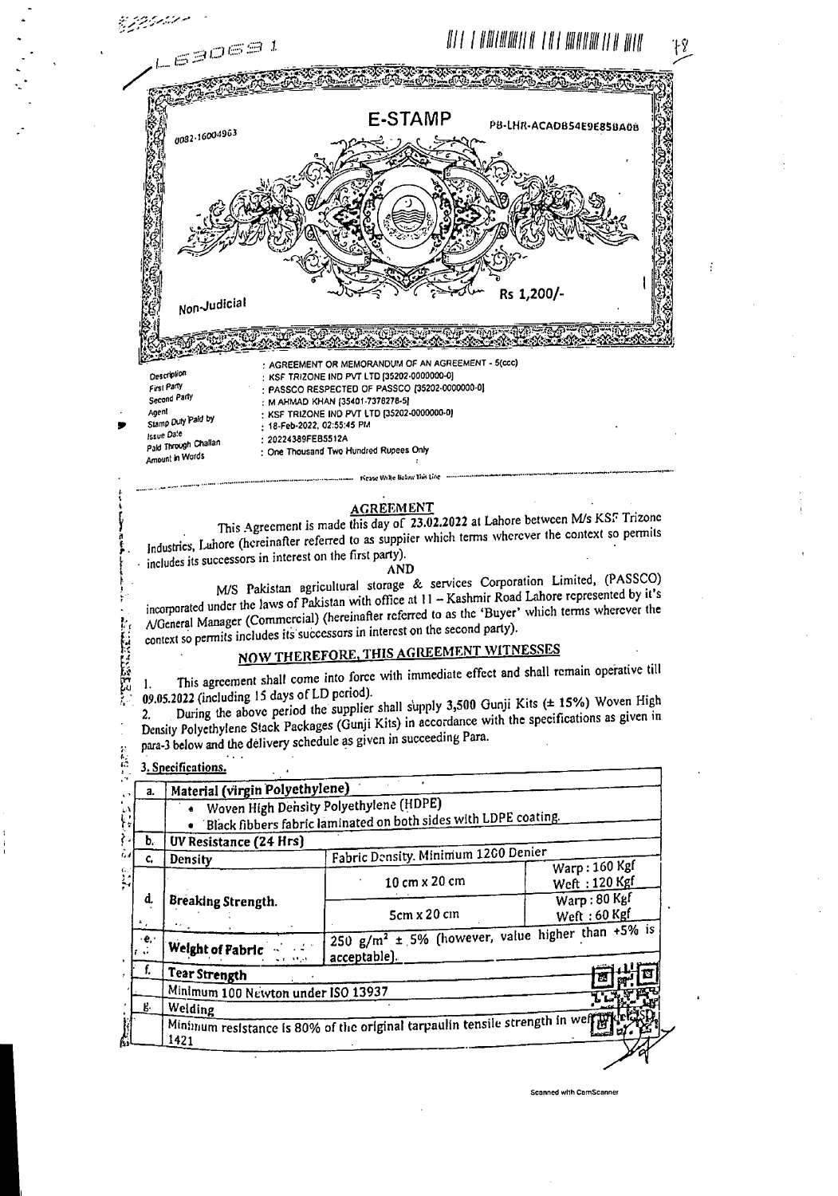LS3069 1

# E-STAMP

0032-16004963

PB-LHR-ACADB54E9E858A08

Non-Judicial

Rs 1,200/-

| | |
|---|---|
| Description | : AGREEMENT OR MEMORANDUM OF AN AGREEMENT - 5(ccc) |
| First Party | : KSF TRIZONE IND PVT LTD [35202-0000000-0] |
| Second Party | : PASSCO RESPECTED OF PASSCO [35202-0000000-0] |
| Agent | : M AHMAD KHAN [35401-7378278-5] |
| Stamp Duty Paid by | : KSF TRIZONE IND PVT LTD [35202-0000000-0] |
| Issue Date | : 18-Feb-2022, 02:55:45 PM |
| Paid Through Challan | : 20224389FEB5512A |
| Amount in Words | : One Thousand Two Hundred Rupees Only |

Please Write Below This Line

## AGREEMENT

This Agreement is made this day of **23.02.2022** at Lahore between M/s KSF Trizone Industries, Lahore (hereinafter referred to as supplier which terms wherever the context so permits includes its successors in interest on the first party).

AND

M/S Pakistan agricultural storage & services Corporation Limited, (PASSCO) incorporated under the laws of Pakistan with office at 11 – Kashmir Road Lahore represented by it's A/General Manager (Commercial) (hereinafter referred to as the 'Buyer' which terms wherever the context so permits includes its successors in interest on the second party).

## NOW THEREFORE, THIS AGREEMENT WITNESSES

1. This agreement shall come into force with immediate effect and shall remain operative till **09.05.2022** (including 15 days of LD period).
2. During the above period the supplier shall supply 3,500 Gunji Kits (± 15%) Woven High Density Polyethylene Stack Packages (Gunji Kits) in accordance with the specifications as given in para-3 below and the delivery schedule as given in succeeding Para.

**3. Specifications.**

| | | | |
|---|---|---|---|
| **a.** | **Material (virgin Polyethylene)** | | |
| | • Woven High Density Polyethylene (HDPE)<br>• Black fibbers fabric laminated on both sides with LDPE coating. | | |
| **b.** | **UV Resistance (24 Hrs)** | | |
| **c.** | **Density** | Fabric Density. Minimum 1200 Denier | |
| **d.** | **Breaking Strength.** | 10 cm x 20 cm | Warp : 160 Kgf<br>Weft : 120 Kgf |
| | | 5cm x 20 cm | Warp : 80 Kgf<br>Weft : 60 Kgf |
| **e.** | **Weight of Fabric** | 250 g/m² ± 5% (however, value higher than +5% is acceptable). | |
| **f.** | **Tear Strength** | | |
| | Minimum 100 Newton under ISO 13937 | | |
| **g.** | **Welding** | | |
| | Minimum resistance is 80% of the original tarpaulin tensile strength in weft ... 1421 | | |

Scanned with CamScanner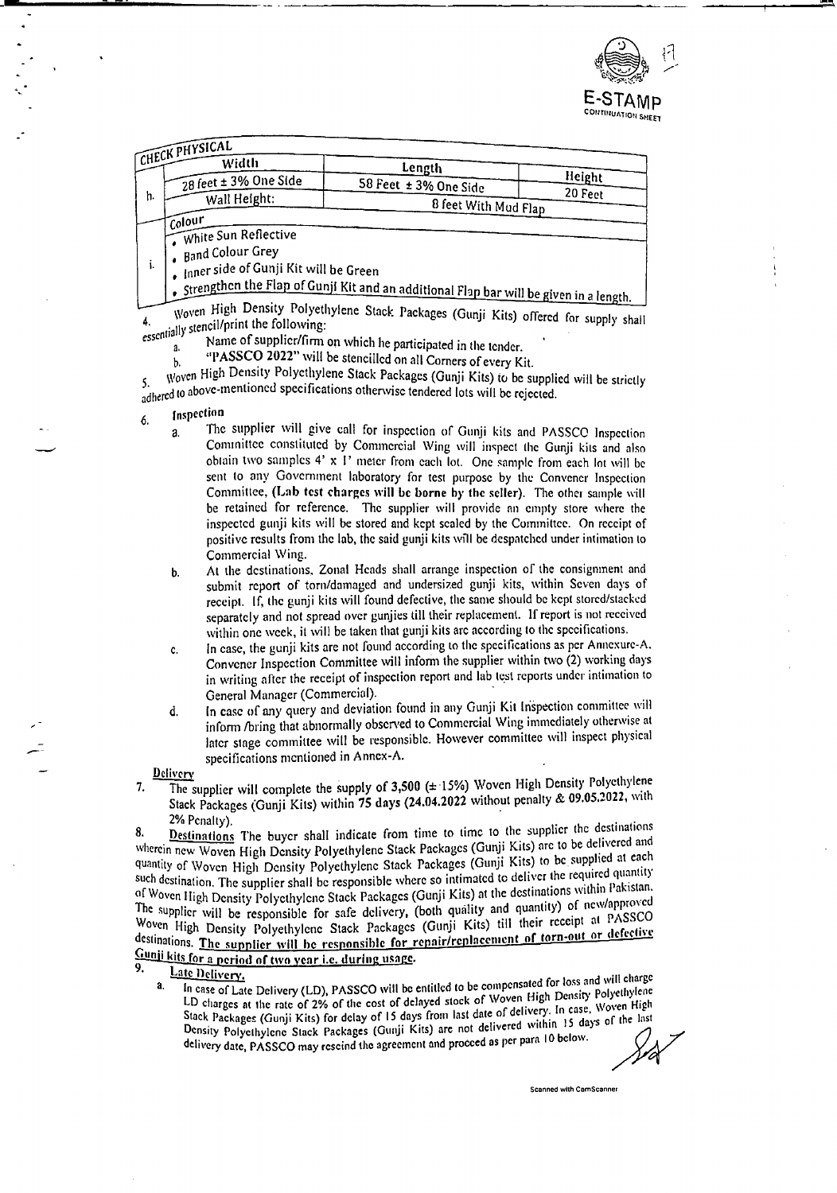E-STAMP
CONTINUATION SHEET

| CHECK PHYSICAL | | | |
|---|---|---|---|
| | Width | Length | Height |
| h. | 28 feet ± 3% One Side | 58 Feet ± 3% One Side | 20 Feet |
| | Wall Height: | 8 feet With Mud Flap | |
| i. | Colour<br>• White Sun Reflective<br>• Band Colour Grey<br>• Inner side of Gunji Kit will be Green<br>• Strengthen the Flap of Gunji Kit and an additional Flap bar will be given in a length. | | |

4. Woven High Density Polyethylene Stack Packages (Gunji Kits) offered for supply shall essentially stencil/print the following:
   a. Name of supplier/firm on which he participated in the tender.
   b. "PASSCO 2022" will be stencilled on all Corners of every Kit.

5. Woven High Density Polyethylene Stack Packages (Gunji Kits) to be supplied will be strictly adhered to above-mentioned specifications otherwise tendered lots will be rejected.

6. **Inspection**
   a. The supplier will give call for inspection of Gunji kits and PASSCO Inspection Committee constituted by Commercial Wing will inspect the Gunji kits and also obtain two samples 4' x 1' meter from each lot. One sample from each lot will be sent to any Government laboratory for test purpose by the Convener Inspection Committee, **(Lab test charges will be borne by the seller)**. The other sample will be retained for reference. The supplier will provide an empty store where the inspected gunji kits will be stored and kept sealed by the Committee. On receipt of positive results from the lab, the said gunji kits will be despatched under intimation to Commercial Wing.
   b. At the destinations, Zonal Heads shall arrange inspection of the consignment and submit report of torn/damaged and undersized gunji kits, within Seven days of receipt. If, the gunji kits will found defective, the same should be kept stored/stacked separately and not spread over gunjies till their replacement. If report is not received within one week, it will be taken that gunji kits are according to the specifications.
   c. In case, the gunji kits are not found according to the specifications as per Annexure-A, Convener Inspection Committee will inform the supplier within two (2) working days in writing after the receipt of inspection report and lab test reports under intimation to General Manager (Commercial).
   d. In case of any query and deviation found in any Gunji Kit Inspection committee will inform /bring that abnormally observed to Commercial Wing immediately otherwise at later stage committee will be responsible. However committee will inspect physical specifications mentioned in Annex-A.

**Delivery**

7. The supplier will complete the supply of 3,500 (± 15%) Woven High Density Polyethylene Stack Packages (Gunji Kits) within **75 days** (24.04.2022 without penalty & 09.05.2022, with 2% Penalty).

8. **Destinations** The buyer shall indicate from time to time to the supplier the destinations wherein new Woven High Density Polyethylene Stack Packages (Gunji Kits) are to be delivered and quantity of Woven High Density Polyethylene Stack Packages (Gunji Kits) to be supplied at each such destination. The supplier shall be responsible where so intimated to deliver the required quantity of Woven High Density Polyethylene Stack Packages (Gunji Kits) at the destinations within Pakistan. The supplier will be responsible for safe delivery, (both quality and quantity) of new/approved Woven High Density Polyethylene Stack Packages (Gunji Kits) till their receipt at PASSCO destinations. **The supplier will be responsible for repair/replacement of torn-out or defective Gunji kits for a period of two year i.e. during usage.**

9. **Late Delivery.**
   a. In case of Late Delivery (LD), PASSCO will be entitled to be compensated for loss and will charge LD charges at the rate of 2% of the cost of delayed stock of Woven High Density Polyethylene Stack Packages (Gunji Kits) for delay of 15 days from last date of delivery. In case, Woven High Density Polyethylene Stack Packages (Gunji Kits) are not delivered within 15 days of the last delivery date, PASSCO may rescind the agreement and proceed as per para 10 below.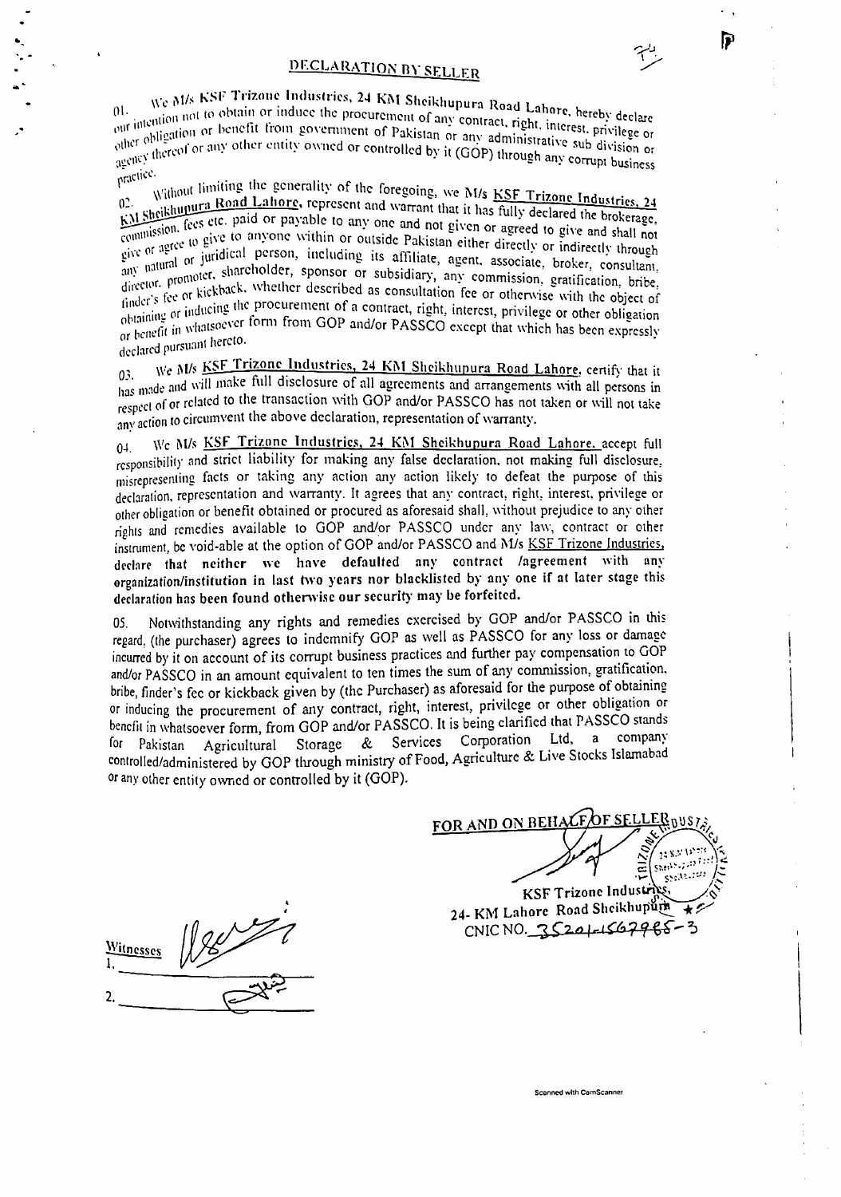# DECLARATION BY SELLER

01. We M/s KSF Trizone Industries, 24 KM Sheikhupura Road Lahore, hereby declare our intention not to obtain or induce the procurement of any contract, right, interest, privilege or other obligation or benefit from government of Pakistan or any administrative sub division or agency thereof or any other entity owned or controlled by it (GOP) through any corrupt business practice.

02. Without limiting the generality of the foregoing, we M/s KSF Trizone Industries, 24 KM Sheikhupura Road Lahore, represent and warrant that it has fully declared the brokerage, commission, fees etc. paid or payable to any one and not given or agreed to give and shall not give or agree to give to anyone within or outside Pakistan either directly or indirectly through any natural or juridical person, including its affiliate, agent, associate, broker, consultant, director, promoter, shareholder, sponsor or subsidiary, any commission, gratification, bribe, finder's fee or kickback, whether described as consultation fee or otherwise with the object of obtaining or inducing the procurement of a contract, right, interest, privilege or other obligation or benefit in whatsoever form from GOP and/or PASSCO except that which has been expressly declared pursuant hereto.

03. We M/s KSF Trizone Industries, 24 KM Sheikhupura Road Lahore, certify that it has made and will make full disclosure of all agreements and arrangements with all persons in respect of or related to the transaction with GOP and/or PASSCO has not taken or will not take any action to circumvent the above declaration, representation of warranty.

04. We M/s KSF Trizone Industries, 24 KM Sheikhupura Road Lahore, accept full responsibility and strict liability for making any false declaration, not making full disclosure, misrepresenting facts or taking any action any action likely to defeat the purpose of this declaration, representation and warranty. It agrees that any contract, right, interest, privilege or other obligation or benefit obtained or procured as aforesaid shall, without prejudice to any other rights and remedies available to GOP and/or PASSCO under any law, contract or other instrument, be void-able at the option of GOP and/or PASSCO and M/s KSF Trizone Industries, **declare that neither we have defaulted any contract /agreement with any organization/institution in last two years nor blacklisted by any one if at later stage this declaration has been found otherwise our security may be forfeited.**

05. Notwithstanding any rights and remedies exercised by GOP and/or PASSCO in this regard, (the purchaser) agrees to indemnify GOP as well as PASSCO for any loss or damage incurred by it on account of its corrupt business practices and further pay compensation to GOP and/or PASSCO in an amount equivalent to ten times the sum of any commission, gratification, bribe, finder's fee or kickback given by (the Purchaser) as aforesaid for the purpose of obtaining or inducing the procurement of any contract, right, interest, privilege or other obligation or benefit in whatsoever form, from GOP and/or PASSCO. It is being clarified that PASSCO stands for Pakistan Agricultural Storage & Services Corporation Ltd, a company controlled/administered by GOP through ministry of Food, Agriculture & Live Stocks Islamabad or any other entity owned or controlled by it (GOP).

**FOR AND ON BEHALF OF SELLER**

KSF Trizone Industries,
24- KM Lahore Road Sheikhupura
CNIC NO. 35201-1567985-3

Witnesses
1. ____________
2. ____________